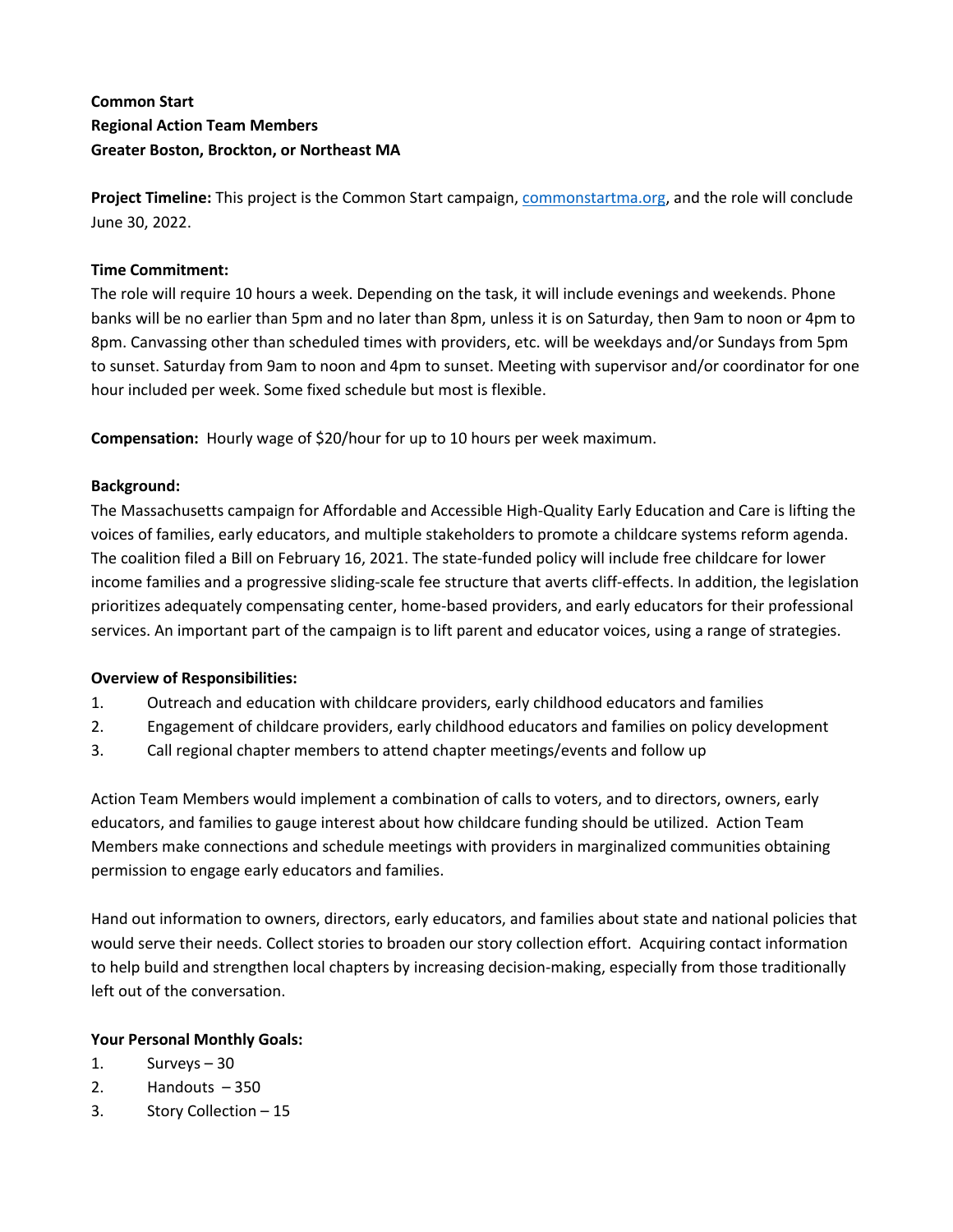**Common Start**
**Regional Action Team Members**
**Greater Boston, Brockton, or Northeast MA**

**Project Timeline:** This project is the Common Start campaign, [commonstartma.org](commonstartma.org), and the role will conclude June 30, 2022.

**Time Commitment:**
The role will require 10 hours a week. Depending on the task, it will include evenings and weekends. Phone banks will be no earlier than 5pm and no later than 8pm, unless it is on Saturday, then 9am to noon or 4pm to 8pm. Canvassing other than scheduled times with providers, etc. will be weekdays and/or Sundays from 5pm to sunset. Saturday from 9am to noon and 4pm to sunset. Meeting with supervisor and/or coordinator for one hour included per week. Some fixed schedule but most is flexible.

**Compensation:** Hourly wage of $20/hour for up to 10 hours per week maximum.

**Background:**
The Massachusetts campaign for Affordable and Accessible High-Quality Early Education and Care is lifting the voices of families, early educators, and multiple stakeholders to promote a childcare systems reform agenda. The coalition filed a Bill on February 16, 2021. The state-funded policy will include free childcare for lower income families and a progressive sliding-scale fee structure that averts cliff-effects. In addition, the legislation prioritizes adequately compensating center, home-based providers, and early educators for their professional services. An important part of the campaign is to lift parent and educator voices, using a range of strategies.

**Overview of Responsibilities:**

1. Outreach and education with childcare providers, early childhood educators and families
2. Engagement of childcare providers, early childhood educators and families on policy development
3. Call regional chapter members to attend chapter meetings/events and follow up

Action Team Members would implement a combination of calls to voters, and to directors, owners, early educators, and families to gauge interest about how childcare funding should be utilized. Action Team Members make connections and schedule meetings with providers in marginalized communities obtaining permission to engage early educators and families.

Hand out information to owners, directors, early educators, and families about state and national policies that would serve their needs. Collect stories to broaden our story collection effort. Acquiring contact information to help build and strengthen local chapters by increasing decision-making, especially from those traditionally left out of the conversation.

**Your Personal Monthly Goals:**

1. Surveys – 30
2. Handouts – 350
3. Story Collection – 15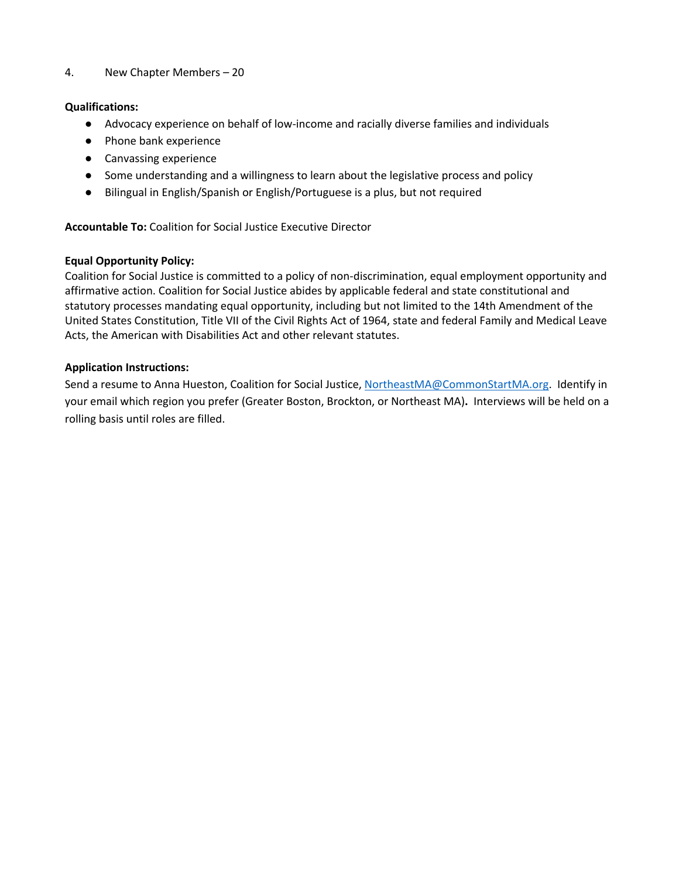4. New Chapter Members – 20

**Qualifications:**

- Advocacy experience on behalf of low-income and racially diverse families and individuals
- Phone bank experience
- Canvassing experience
- Some understanding and a willingness to learn about the legislative process and policy
- Bilingual in English/Spanish or English/Portuguese is a plus, but not required

**Accountable To:** Coalition for Social Justice Executive Director

**Equal Opportunity Policy:**
Coalition for Social Justice is committed to a policy of non-discrimination, equal employment opportunity and affirmative action. Coalition for Social Justice abides by applicable federal and state constitutional and statutory processes mandating equal opportunity, including but not limited to the 14th Amendment of the United States Constitution, Title VII of the Civil Rights Act of 1964, state and federal Family and Medical Leave Acts, the American with Disabilities Act and other relevant statutes.

**Application Instructions:**
Send a resume to Anna Hueston, Coalition for Social Justice, NortheastMA@CommonStartMA.org. Identify in your email which region you prefer (Greater Boston, Brockton, or Northeast MA)**.** Interviews will be held on a rolling basis until roles are filled.